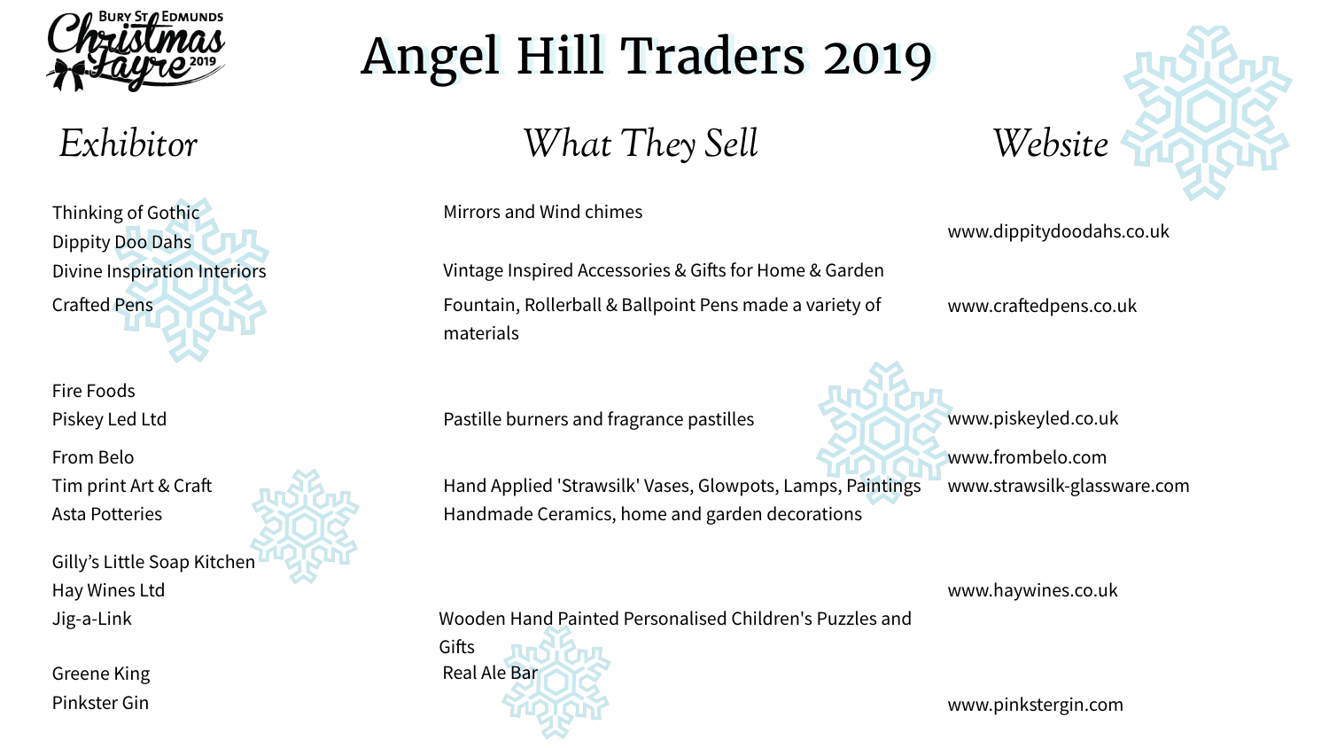Bury St Edmunds Christmas Fayre 2019

# Angel Hill Traders 2019

| *Exhibitor* | *What They Sell* | *Website* |
| --- | --- | --- |
| Thinking of Gothic | Mirrors and Wind chimes | |
| Dippity Doo Dahs | | www.dippitydoodahs.co.uk |
| Divine Inspiration Interiors | Vintage Inspired Accessories & Gifts for Home & Garden | |
| Crafted Pens | Fountain, Rollerball & Ballpoint Pens made a variety of materials | www.craftedpens.co.uk |
| Fire Foods | | |
| Piskey Led Ltd | Pastille burners and fragrance pastilles | www.piskeyled.co.uk |
| From Belo | | www.frombelo.com |
| Tim print Art & Craft | Hand Applied 'Strawsilk' Vases, Glowpots, Lamps, Paintings | www.strawsilk-glassware.com |
| Asta Potteries | Handmade Ceramics, home and garden decorations | |
| Gilly's Little Soap Kitchen | | |
| Hay Wines Ltd | | www.haywines.co.uk |
| Jig-a-Link | Wooden Hand Painted Personalised Children's Puzzles and Gifts | |
| Greene King | Real Ale Bar | |
| Pinkster Gin | | www.pinkstergin.com |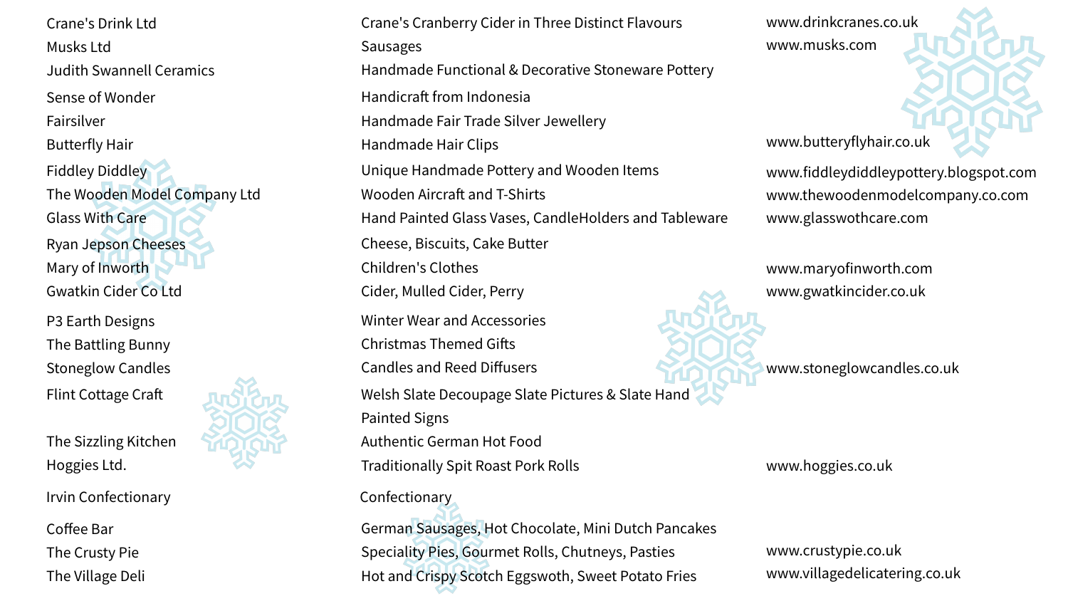| | | |
|---|---|---|
| Crane's Drink Ltd | Crane's Cranberry Cider in Three Distinct Flavours | www.drinkcranes.co.uk |
| Musks Ltd | Sausages | www.musks.com |
| Judith Swannell Ceramics | Handmade Functional & Decorative Stoneware Pottery | |
| Sense of Wonder | Handicraft from Indonesia | |
| Fairsilver | Handmade Fair Trade Silver Jewellery | |
| Butterfly Hair | Handmade Hair Clips | www.butteryflyhair.co.uk |
| Fiddley Diddley | Unique Handmade Pottery and Wooden Items | www.fiddleydiddleypottery.blogspot.com |
| The Wooden Model Company Ltd | Wooden Aircraft and T-Shirts | www.thewoodenmodelcompany.co.com |
| Glass With Care | Hand Painted Glass Vases, CandleHolders and Tableware | www.glasswothcare.com |
| Ryan Jepson Cheeses | Cheese, Biscuits, Cake Butter | |
| Mary of Inworth | Children's Clothes | www.maryofinworth.com |
| Gwatkin Cider Co Ltd | Cider, Mulled Cider, Perry | www.gwatkincider.co.uk |
| P3 Earth Designs | Winter Wear and Accessories | |
| The Battling Bunny | Christmas Themed Gifts | |
| Stoneglow Candles | Candles and Reed Diffusers | www.stoneglowcandles.co.uk |
| Flint Cottage Craft | Welsh Slate Decoupage Slate Pictures & Slate Hand Painted Signs | |
| The Sizzling Kitchen | Authentic German Hot Food | |
| Hoggies Ltd. | Traditionally Spit Roast Pork Rolls | www.hoggies.co.uk |
| Irvin Confectionary | Confectionary | |
| Coffee Bar | German Sausages, Hot Chocolate, Mini Dutch Pancakes | |
| The Crusty Pie | Speciality Pies, Gourmet Rolls, Chutneys, Pasties | www.crustypie.co.uk |
| The Village Deli | Hot and Crispy Scotch Eggswoth, Sweet Potato Fries | www.villagedelicatering.co.uk |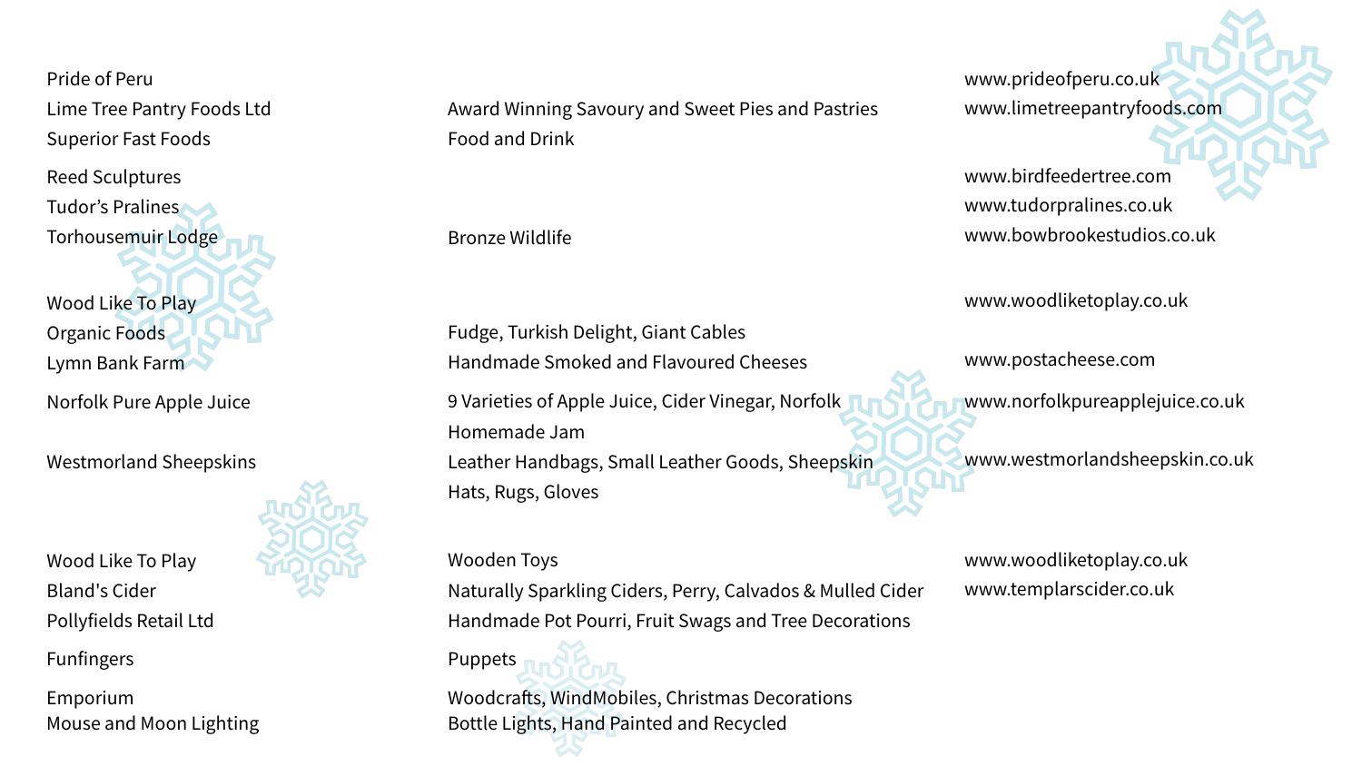| | | |
|---|---|---|
| Pride of Peru | | www.prideofperu.co.uk |
| Lime Tree Pantry Foods Ltd | Award Winning Savoury and Sweet Pies and Pastries | www.limetreepantryfoods.com |
| Superior Fast Foods | Food and Drink | |
| Reed Sculptures | | www.birdfeedertree.com |
| Tudor's Pralines | | www.tudorpralines.co.uk |
| Torhousemuir Lodge | Bronze Wildlife | www.bowbrookestudios.co.uk |
| Wood Like To Play | | www.woodliketoplay.co.uk |
| Organic Foods | Fudge, Turkish Delight, Giant Cables | |
| Lymn Bank Farm | Handmade Smoked and Flavoured Cheeses | www.postacheese.com |
| Norfolk Pure Apple Juice | 9 Varieties of Apple Juice, Cider Vinegar, Norfolk Homemade Jam | www.norfolkpureapplejuice.co.uk |
| Westmorland Sheepskins | Leather Handbags, Small Leather Goods, Sheepskin Hats, Rugs, Gloves | www.westmorlandsheepskin.co.uk |
| Wood Like To Play | Wooden Toys | www.woodliketoplay.co.uk |
| Bland's Cider | Naturally Sparkling Ciders, Perry, Calvados & Mulled Cider | www.templarscider.co.uk |
| Pollyfields Retail Ltd | Handmade Pot Pourri, Fruit Swags and Tree Decorations | |
| Funfingers | Puppets | |
| Emporium | Woodcrafts, WindMobiles, Christmas Decorations | |
| Mouse and Moon Lighting | Bottle Lights, Hand Painted and Recycled | |